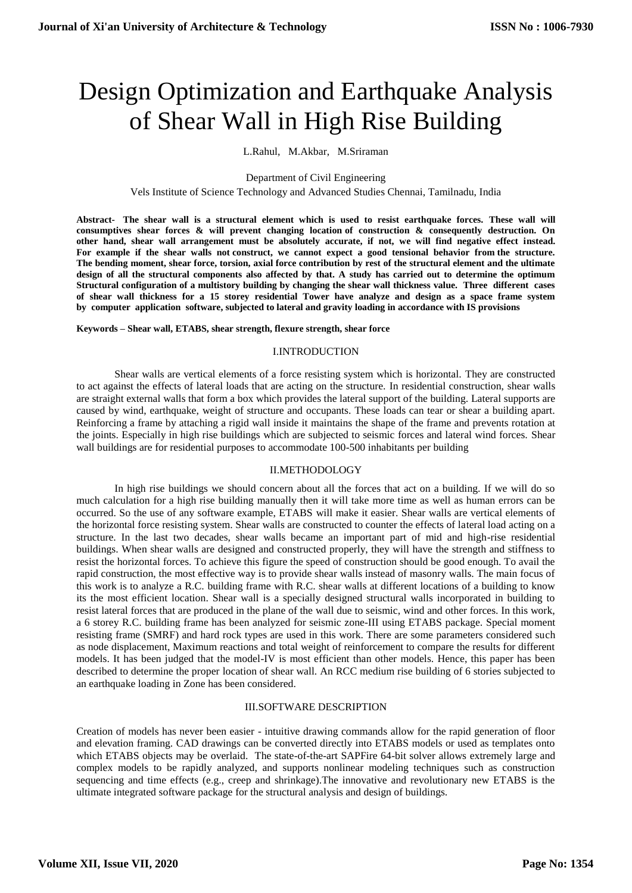# Design Optimization and Earthquake Analysis of Shear Wall in High Rise Building

L.Rahul, M.Akbar, M.Sriraman

Department of Civil Engineering

Vels Institute of Science Technology and Advanced Studies Chennai, Tamilnadu, India

**Abstract- The shear wall is a structural element which is used to resist earthquake forces. These wall will consumptives shear forces & will prevent changing location of construction & consequently destruction. On other hand, shear wall arrangement must be absolutely accurate, if not, we will find negative effect instead. For example if the shear walls not construct, we cannot expect a good tensional behavior from the structure. The bending moment, shear force, torsion, axial force contribution by rest of the structural element and the ultimate design of all the structural components also affected by that. A study has carried out to determine the optimum Structural configuration of a multistory building by changing the shear wall thickness value. Three different cases of shear wall thickness for a 15 storey residential Tower have analyze and design as a space frame system by computer application software, subjected to lateral and gravity loading in accordance with IS provisions**

**Keywords – Shear wall, ETABS, shear strength, flexure strength, shear force**

## I.INTRODUCTION

Shear walls are vertical elements of a force resisting system which is horizontal. They are constructed to act against the effects of lateral loads that are acting on the structure. In residential construction, shear walls are straight external walls that form a box which provides the lateral support of the building. Lateral supports are caused by wind, earthquake, weight of structure and occupants. These loads can tear or shear a building apart. Reinforcing a frame by attaching a rigid wall inside it maintains the shape of the frame and prevents rotation at the joints. Especially in high rise buildings which are subjected to seismic forces and lateral wind forces. Shear wall buildings are for residential purposes to accommodate 100-500 inhabitants per building

## II.METHODOLOGY

In high rise buildings we should concern about all the forces that act on a building. If we will do so much calculation for a high rise building manually then it will take more time as well as human errors can be occurred. So the use of any software example, ETABS will make it easier. Shear walls are vertical elements of the horizontal force resisting system. Shear walls are constructed to counter the effects of lateral load acting on a structure. In the last two decades, shear walls became an important part of mid and high-rise residential buildings. When shear walls are designed and constructed properly, they will have the strength and stiffness to resist the horizontal forces. To achieve this figure the speed of construction should be good enough. To avail the rapid construction, the most effective way is to provide shear walls instead of masonry walls. The main focus of this work is to analyze a R.C. building frame with R.C. shear walls at different locations of a building to know its the most efficient location. Shear wall is a specially designed structural walls incorporated in building to resist lateral forces that are produced in the plane of the wall due to seismic, wind and other forces. In this work, a 6 storey R.C. building frame has been analyzed for seismic zone-III using ETABS package. Special moment resisting frame (SMRF) and hard rock types are used in this work. There are some parameters considered such as node displacement, Maximum reactions and total weight of reinforcement to compare the results for different models. It has been judged that the model-IV is most efficient than other models. Hence, this paper has been described to determine the proper location of shear wall. An RCC medium rise building of 6 stories subjected to an earthquake loading in Zone has been considered.

## III.SOFTWARE DESCRIPTION

Creation of models has never been easier - intuitive drawing commands allow for the rapid generation of floor and elevation framing. CAD drawings can be converted directly into ETABS models or used as templates onto which ETABS objects may be overlaid. The state-of-the-art SAPFire 64-bit solver allows extremely large and complex models to be rapidly analyzed, and supports nonlinear modeling techniques such as construction sequencing and time effects (e.g., creep and shrinkage).The innovative and revolutionary new ETABS is the ultimate integrated software package for the structural analysis and design of buildings.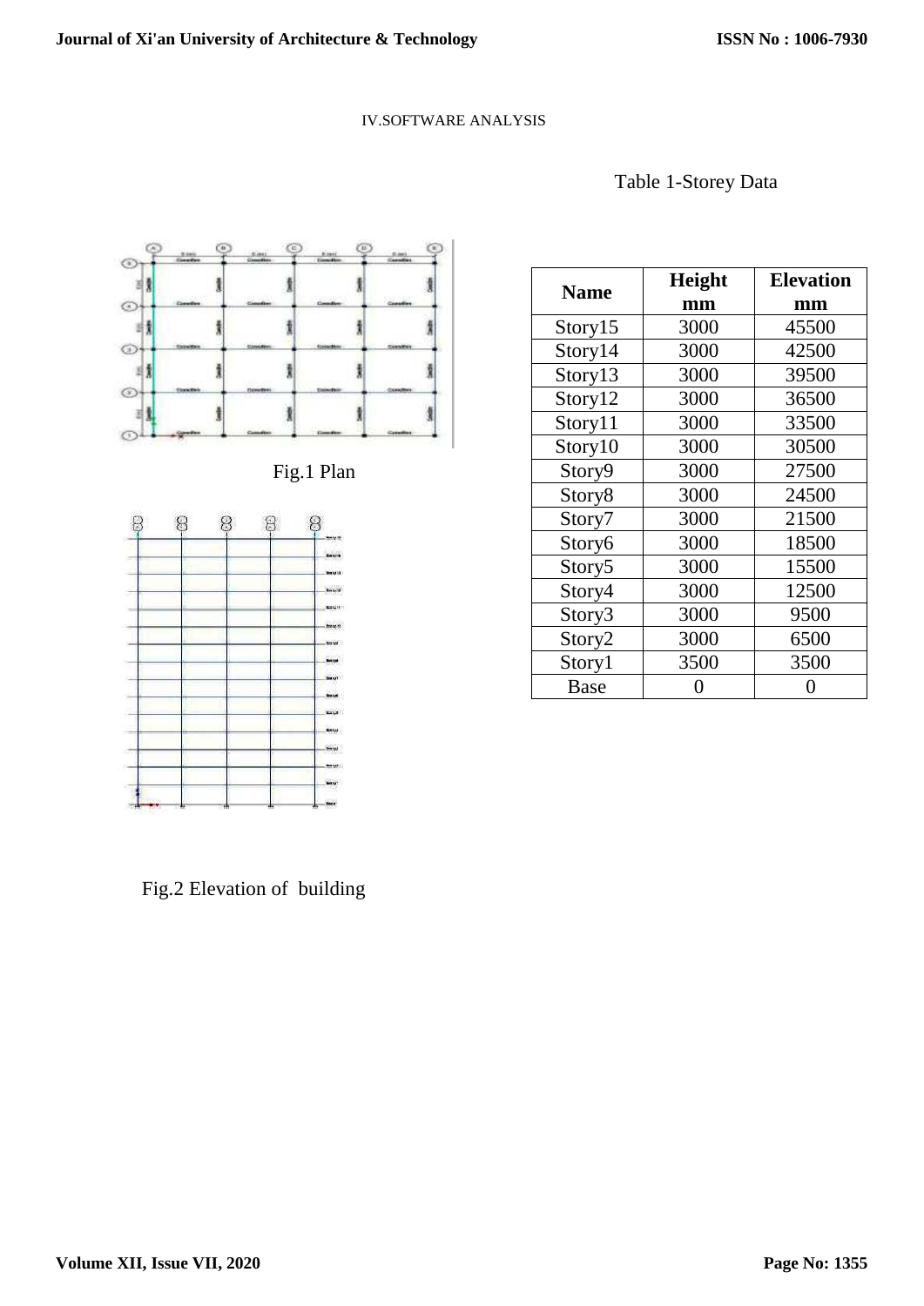IV.SOFTWARE ANALYSIS

Fig.1 Plan

Fig.2 Elevation of building

Table 1-Storey Data

| Name | Height mm | Elevation mm |
| --- | --- | --- |
| Story15 | 3000 | 45500 |
| Story14 | 3000 | 42500 |
| Story13 | 3000 | 39500 |
| Story12 | 3000 | 36500 |
| Story11 | 3000 | 33500 |
| Story10 | 3000 | 30500 |
| Story9 | 3000 | 27500 |
| Story8 | 3000 | 24500 |
| Story7 | 3000 | 21500 |
| Story6 | 3000 | 18500 |
| Story5 | 3000 | 15500 |
| Story4 | 3000 | 12500 |
| Story3 | 3000 | 9500 |
| Story2 | 3000 | 6500 |
| Story1 | 3500 | 3500 |
| Base | 0 | 0 |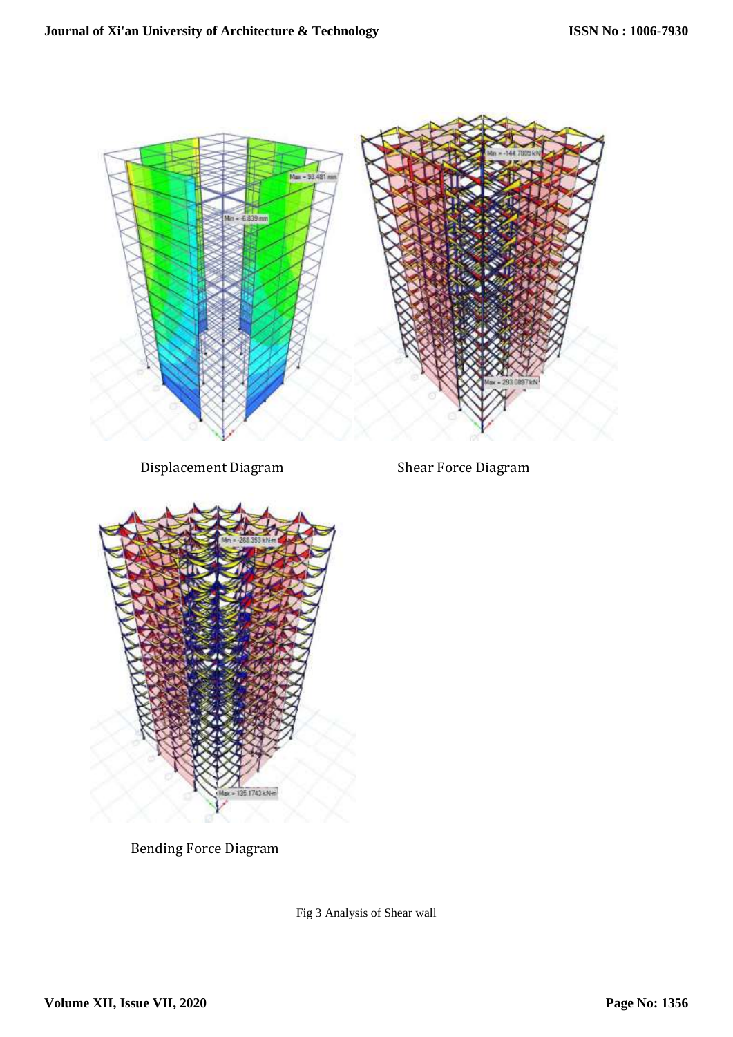Displacement Diagram

Shear Force Diagram

Bending Force Diagram

Fig 3 Analysis of Shear wall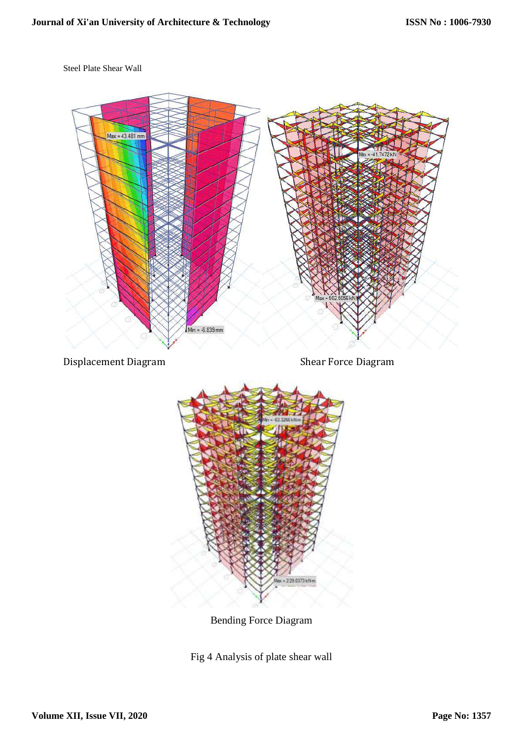Steel Plate Shear Wall

Displacement Diagram

Shear Force Diagram

Bending Force Diagram

Fig 4 Analysis of plate shear wall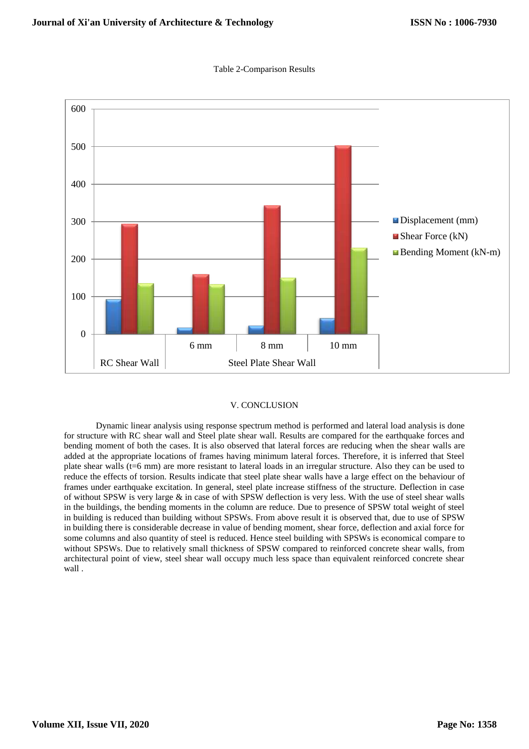Table 2-Comparison Results

## V. CONCLUSION

Dynamic linear analysis using response spectrum method is performed and lateral load analysis is done for structure with RC shear wall and Steel plate shear wall. Results are compared for the earthquake forces and bending moment of both the cases. It is also observed that lateral forces are reducing when the shear walls are added at the appropriate locations of frames having minimum lateral forces. Therefore, it is inferred that Steel plate shear walls (t=6 mm) are more resistant to lateral loads in an irregular structure. Also they can be used to reduce the effects of torsion. Results indicate that steel plate shear walls have a large effect on the behaviour of frames under earthquake excitation. In general, steel plate increase stiffness of the structure. Deflection in case of without SPSW is very large & in case of with SPSW deflection is very less. With the use of steel shear walls in the buildings, the bending moments in the column are reduce. Due to presence of SPSW total weight of steel in building is reduced than building without SPSWs. From above result it is observed that, due to use of SPSW in building there is considerable decrease in value of bending moment, shear force, deflection and axial force for some columns and also quantity of steel is reduced. Hence steel building with SPSWs is economical compare to without SPSWs. Due to relatively small thickness of SPSW compared to reinforced concrete shear walls, from architectural point of view, steel shear wall occupy much less space than equivalent reinforced concrete shear wall .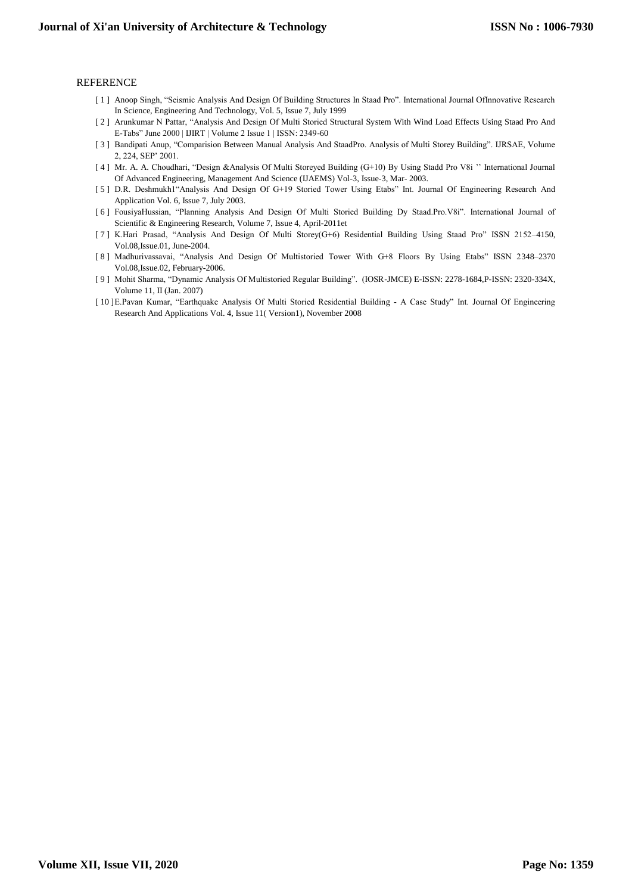REFERENCE

- [ 1 ] Anoop Singh, "Seismic Analysis And Design Of Building Structures In Staad Pro". International Journal OfInnovative Research In Science, Engineering And Technology, Vol. 5, Issue 7, July 1999
- [ 2 ] Arunkumar N Pattar, "Analysis And Design Of Multi Storied Structural System With Wind Load Effects Using Staad Pro And E-Tabs" June 2000 | IJIRT | Volume 2 Issue 1 | ISSN: 2349-60
- [ 3 ] Bandipati Anup, "Comparision Between Manual Analysis And StaadPro. Analysis of Multi Storey Building". IJRSAE, Volume 2, 224, SEP' 2001.
- [ 4 ] Mr. A. A. Choudhari, "Design &Analysis Of Multi Storeyed Building (G+10) By Using Stadd Pro V8i '' International Journal Of Advanced Engineering, Management And Science (IJAEMS) Vol-3, Issue-3, Mar- 2003.
- [ 5 ] D.R. Deshmukh1"Analysis And Design Of G+19 Storied Tower Using Etabs" Int. Journal Of Engineering Research And Application Vol. 6, Issue 7, July 2003.
- [ 6 ] FousiyaHussian, "Planning Analysis And Design Of Multi Storied Building Dy Staad.Pro.V8i". International Journal of Scientific & Engineering Research, Volume 7, Issue 4, April-2011et
- [ 7 ] K.Hari Prasad, "Analysis And Design Of Multi Storey(G+6) Residential Building Using Staad Pro" ISSN 2152–4150, Vol.08,Issue.01, June-2004.
- [ 8 ] Madhurivassavai, "Analysis And Design Of Multistoried Tower With G+8 Floors By Using Etabs" ISSN 2348–2370 Vol.08,Issue.02, February-2006.
- [ 9 ] Mohit Sharma, "Dynamic Analysis Of Multistoried Regular Building". (IOSR-JMCE) E-ISSN: 2278-1684,P-ISSN: 2320-334X, Volume 11, II (Jan. 2007)
- [ 10 ]E.Pavan Kumar, "Earthquake Analysis Of Multi Storied Residential Building - A Case Study" Int. Journal Of Engineering Research And Applications Vol. 4, Issue 11( Version1), November 2008